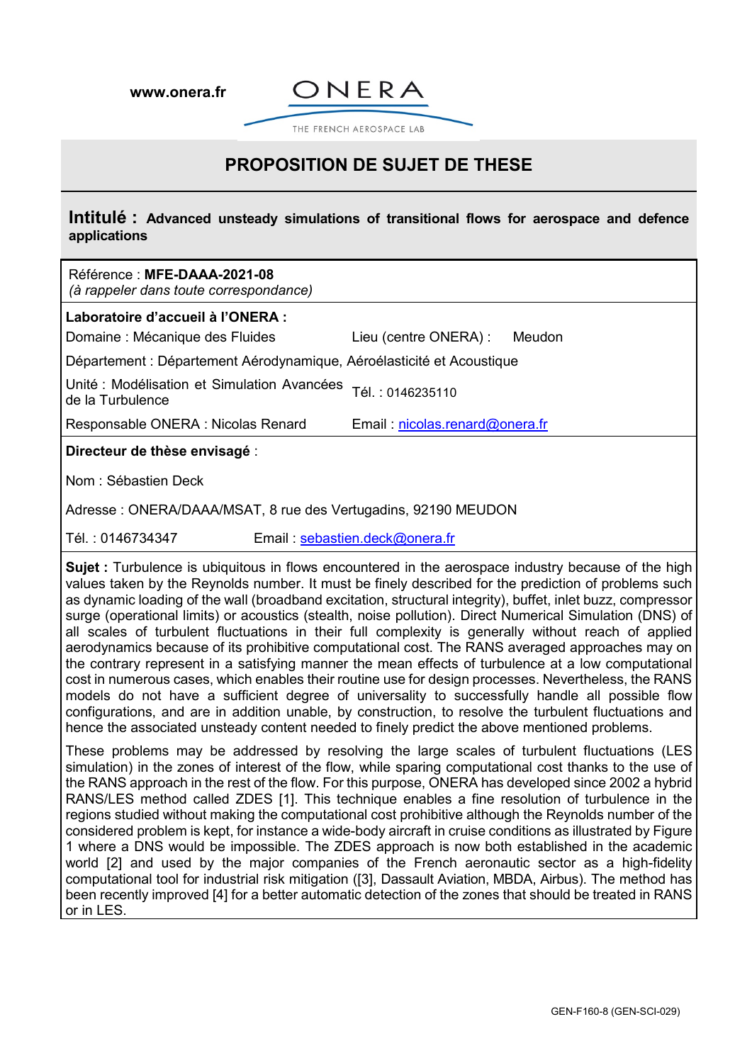www.onera.fr

ONERA

THE FRENCH AEROSPACE LAB

# PROPOSITION DE SUJET DE THESE

## Intitulé : Advanced unsteady simulations of transitional flows for aerospace and defence applications

Référence : **MFE-DAAA-2021-08**
*(à rappeler dans toute correspondance)*

**Laboratoire d'accueil à l'ONERA :**

Domaine : Mécanique des Fluides — Lieu (centre ONERA) : Meudon

Département : Département Aérodynamique, Aéroélasticité et Acoustique

Unité : Modélisation et Simulation Avancées de la Turbulence — Tél. : 0146235110

Responsable ONERA : Nicolas Renard — Email : nicolas.renard@onera.fr

**Directeur de thèse envisagé** :

Nom : Sébastien Deck

Adresse : ONERA/DAAA/MSAT, 8 rue des Vertugadins, 92190 MEUDON

Tél. : 0146734347 — Email : sebastien.deck@onera.fr

**Sujet :** Turbulence is ubiquitous in flows encountered in the aerospace industry because of the high values taken by the Reynolds number. It must be finely described for the prediction of problems such as dynamic loading of the wall (broadband excitation, structural integrity), buffet, inlet buzz, compressor surge (operational limits) or acoustics (stealth, noise pollution). Direct Numerical Simulation (DNS) of all scales of turbulent fluctuations in their full complexity is generally without reach of applied aerodynamics because of its prohibitive computational cost. The RANS averaged approaches may on the contrary represent in a satisfying manner the mean effects of turbulence at a low computational cost in numerous cases, which enables their routine use for design processes. Nevertheless, the RANS models do not have a sufficient degree of universality to successfully handle all possible flow configurations, and are in addition unable, by construction, to resolve the turbulent fluctuations and hence the associated unsteady content needed to finely predict the above mentioned problems.

These problems may be addressed by resolving the large scales of turbulent fluctuations (LES simulation) in the zones of interest of the flow, while sparing computational cost thanks to the use of the RANS approach in the rest of the flow. For this purpose, ONERA has developed since 2002 a hybrid RANS/LES method called ZDES [1]. This technique enables a fine resolution of turbulence in the regions studied without making the computational cost prohibitive although the Reynolds number of the considered problem is kept, for instance a wide-body aircraft in cruise conditions as illustrated by Figure 1 where a DNS would be impossible. The ZDES approach is now both established in the academic world [2] and used by the major companies of the French aeronautic sector as a high-fidelity computational tool for industrial risk mitigation ([3], Dassault Aviation, MBDA, Airbus). The method has been recently improved [4] for a better automatic detection of the zones that should be treated in RANS or in LES.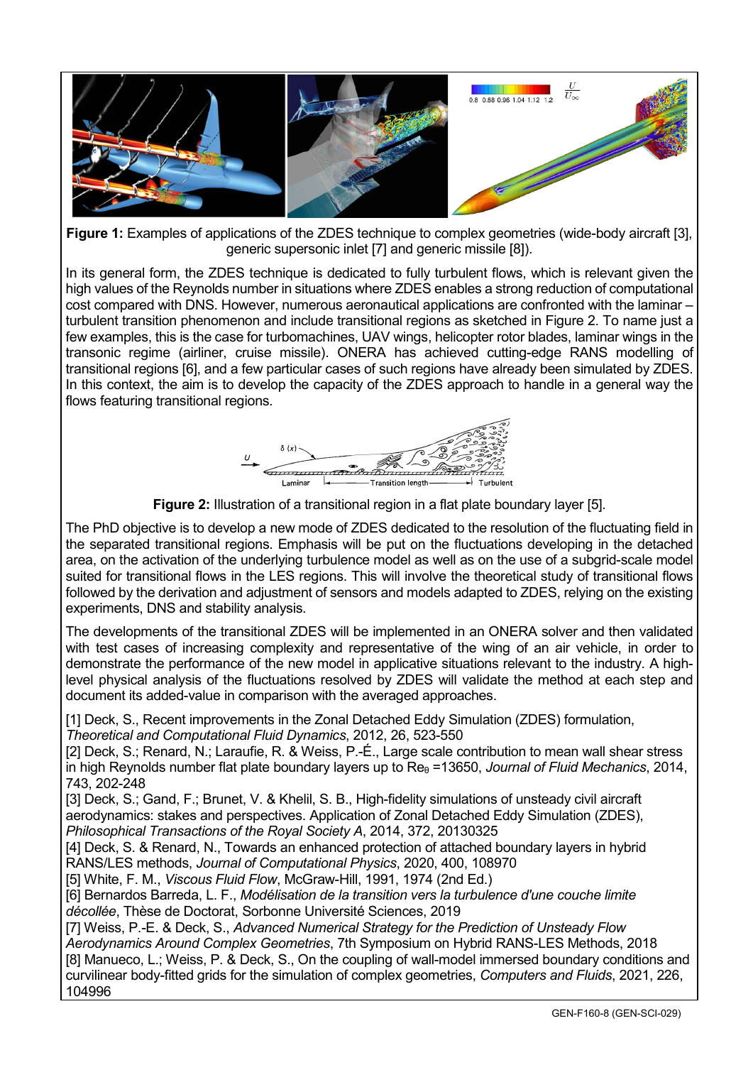**Figure 1:** Examples of applications of the ZDES technique to complex geometries (wide-body aircraft [3], generic supersonic inlet [7] and generic missile [8]).

In its general form, the ZDES technique is dedicated to fully turbulent flows, which is relevant given the high values of the Reynolds number in situations where ZDES enables a strong reduction of computational cost compared with DNS. However, numerous aeronautical applications are confronted with the laminar – turbulent transition phenomenon and include transitional regions as sketched in Figure 2. To name just a few examples, this is the case for turbomachines, UAV wings, helicopter rotor blades, laminar wings in the transonic regime (airliner, cruise missile). ONERA has achieved cutting-edge RANS modelling of transitional regions [6], and a few particular cases of such regions have already been simulated by ZDES. In this context, the aim is to develop the capacity of the ZDES approach to handle in a general way the flows featuring transitional regions.

**Figure 2:** Illustration of a transitional region in a flat plate boundary layer [5].

The PhD objective is to develop a new mode of ZDES dedicated to the resolution of the fluctuating field in the separated transitional regions. Emphasis will be put on the fluctuations developing in the detached area, on the activation of the underlying turbulence model as well as on the use of a subgrid-scale model suited for transitional flows in the LES regions. This will involve the theoretical study of transitional flows followed by the derivation and adjustment of sensors and models adapted to ZDES, relying on the existing experiments, DNS and stability analysis.

The developments of the transitional ZDES will be implemented in an ONERA solver and then validated with test cases of increasing complexity and representative of the wing of an air vehicle, in order to demonstrate the performance of the new model in applicative situations relevant to the industry. A high-level physical analysis of the fluctuations resolved by ZDES will validate the method at each step and document its added-value in comparison with the averaged approaches.

[1] Deck, S., Recent improvements in the Zonal Detached Eddy Simulation (ZDES) formulation, *Theoretical and Computational Fluid Dynamics*, 2012, 26, 523-550
[2] Deck, S.; Renard, N.; Laraufie, R. & Weiss, P.-É., Large scale contribution to mean wall shear stress in high Reynolds number flat plate boundary layers up to $Re_\theta$ =13650, *Journal of Fluid Mechanics*, 2014, 743, 202-248
[3] Deck, S.; Gand, F.; Brunet, V. & Khelil, S. B., High-fidelity simulations of unsteady civil aircraft aerodynamics: stakes and perspectives. Application of Zonal Detached Eddy Simulation (ZDES), *Philosophical Transactions of the Royal Society A*, 2014, 372, 20130325
[4] Deck, S. & Renard, N., Towards an enhanced protection of attached boundary layers in hybrid RANS/LES methods, *Journal of Computational Physics*, 2020, 400, 108970
[5] White, F. M., *Viscous Fluid Flow*, McGraw-Hill, 1991, 1974 (2nd Ed.)
[6] Bernardos Barreda, L. F., *Modélisation de la transition vers la turbulence d'une couche limite décollée*, Thèse de Doctorat, Sorbonne Université Sciences, 2019
[7] Weiss, P.-E. & Deck, S., *Advanced Numerical Strategy for the Prediction of Unsteady Flow Aerodynamics Around Complex Geometries*, 7th Symposium on Hybrid RANS-LES Methods, 2018
[8] Manueco, L.; Weiss, P. & Deck, S., On the coupling of wall-model immersed boundary conditions and curvilinear body-fitted grids for the simulation of complex geometries, *Computers and Fluids*, 2021, 226, 104996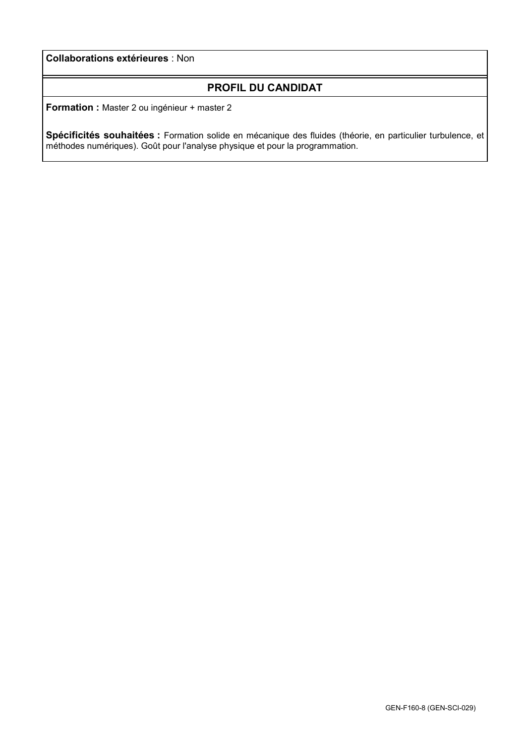**Collaborations extérieures** : Non

## PROFIL DU CANDIDAT

**Formation :** Master 2 ou ingénieur + master 2

**Spécificités souhaitées :** Formation solide en mécanique des fluides (théorie, en particulier turbulence, et méthodes numériques). Goût pour l'analyse physique et pour la programmation.